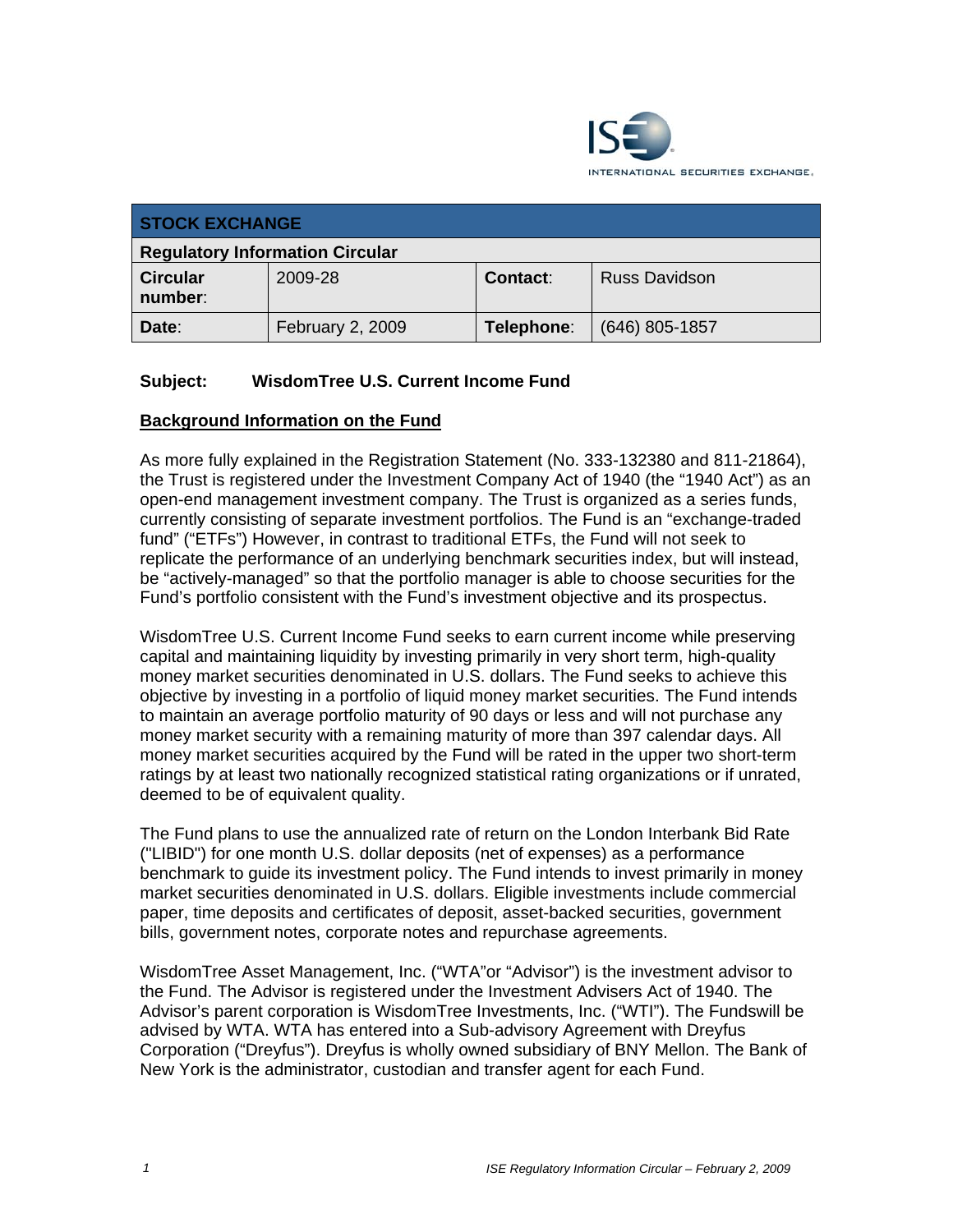ISE INTERNATIONAL SECURITIES EXCHANGE.

| STOCK EXCHANGE | | | |
|---|---|---|---|
| **Regulatory Information Circular** | | | |
| **Circular number:** | 2009-28 | **Contact:** | Russ Davidson |
| **Date:** | February 2, 2009 | **Telephone:** | (646) 805-1857 |

**Subject: WisdomTree U.S. Current Income Fund**

**Background Information on the Fund**

As more fully explained in the Registration Statement (No. 333-132380 and 811-21864), the Trust is registered under the Investment Company Act of 1940 (the "1940 Act") as an open-end management investment company. The Trust is organized as a series funds, currently consisting of separate investment portfolios. The Fund is an "exchange-traded fund" ("ETFs") However, in contrast to traditional ETFs, the Fund will not seek to replicate the performance of an underlying benchmark securities index, but will instead, be "actively-managed" so that the portfolio manager is able to choose securities for the Fund's portfolio consistent with the Fund's investment objective and its prospectus.

WisdomTree U.S. Current Income Fund seeks to earn current income while preserving capital and maintaining liquidity by investing primarily in very short term, high-quality money market securities denominated in U.S. dollars. The Fund seeks to achieve this objective by investing in a portfolio of liquid money market securities. The Fund intends to maintain an average portfolio maturity of 90 days or less and will not purchase any money market security with a remaining maturity of more than 397 calendar days. All money market securities acquired by the Fund will be rated in the upper two short-term ratings by at least two nationally recognized statistical rating organizations or if unrated, deemed to be of equivalent quality.

The Fund plans to use the annualized rate of return on the London Interbank Bid Rate ("LIBID") for one month U.S. dollar deposits (net of expenses) as a performance benchmark to guide its investment policy. The Fund intends to invest primarily in money market securities denominated in U.S. dollars. Eligible investments include commercial paper, time deposits and certificates of deposit, asset-backed securities, government bills, government notes, corporate notes and repurchase agreements.

WisdomTree Asset Management, Inc. ("WTA"or "Advisor") is the investment advisor to the Fund. The Advisor is registered under the Investment Advisers Act of 1940. The Advisor's parent corporation is WisdomTree Investments, Inc. ("WTI"). The Fundswill be advised by WTA. WTA has entered into a Sub-advisory Agreement with Dreyfus Corporation ("Dreyfus"). Dreyfus is wholly owned subsidiary of BNY Mellon. The Bank of New York is the administrator, custodian and transfer agent for each Fund.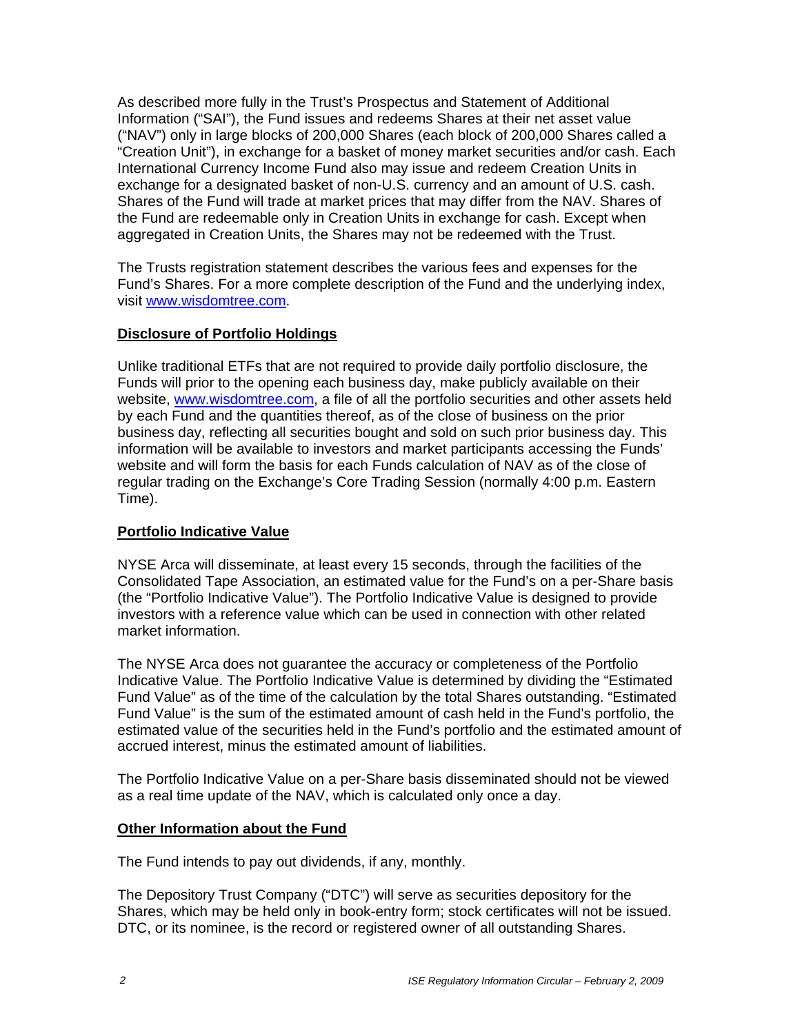As described more fully in the Trust's Prospectus and Statement of Additional Information ("SAI"), the Fund issues and redeems Shares at their net asset value ("NAV") only in large blocks of 200,000 Shares (each block of 200,000 Shares called a "Creation Unit"), in exchange for a basket of money market securities and/or cash. Each International Currency Income Fund also may issue and redeem Creation Units in exchange for a designated basket of non-U.S. currency and an amount of U.S. cash. Shares of the Fund will trade at market prices that may differ from the NAV. Shares of the Fund are redeemable only in Creation Units in exchange for cash. Except when aggregated in Creation Units, the Shares may not be redeemed with the Trust.

The Trusts registration statement describes the various fees and expenses for the Fund's Shares. For a more complete description of the Fund and the underlying index, visit www.wisdomtree.com.

**Disclosure of Portfolio Holdings**

Unlike traditional ETFs that are not required to provide daily portfolio disclosure, the Funds will prior to the opening each business day, make publicly available on their website, www.wisdomtree.com, a file of all the portfolio securities and other assets held by each Fund and the quantities thereof, as of the close of business on the prior business day, reflecting all securities bought and sold on such prior business day. This information will be available to investors and market participants accessing the Funds' website and will form the basis for each Funds calculation of NAV as of the close of regular trading on the Exchange's Core Trading Session (normally 4:00 p.m. Eastern Time).

**Portfolio Indicative Value**

NYSE Arca will disseminate, at least every 15 seconds, through the facilities of the Consolidated Tape Association, an estimated value for the Fund's on a per-Share basis (the "Portfolio Indicative Value"). The Portfolio Indicative Value is designed to provide investors with a reference value which can be used in connection with other related market information.

The NYSE Arca does not guarantee the accuracy or completeness of the Portfolio Indicative Value. The Portfolio Indicative Value is determined by dividing the "Estimated Fund Value" as of the time of the calculation by the total Shares outstanding. "Estimated Fund Value" is the sum of the estimated amount of cash held in the Fund's portfolio, the estimated value of the securities held in the Fund's portfolio and the estimated amount of accrued interest, minus the estimated amount of liabilities.

The Portfolio Indicative Value on a per-Share basis disseminated should not be viewed as a real time update of the NAV, which is calculated only once a day.

**Other Information about the Fund**

The Fund intends to pay out dividends, if any, monthly.

The Depository Trust Company ("DTC") will serve as securities depository for the Shares, which may be held only in book-entry form; stock certificates will not be issued. DTC, or its nominee, is the record or registered owner of all outstanding Shares.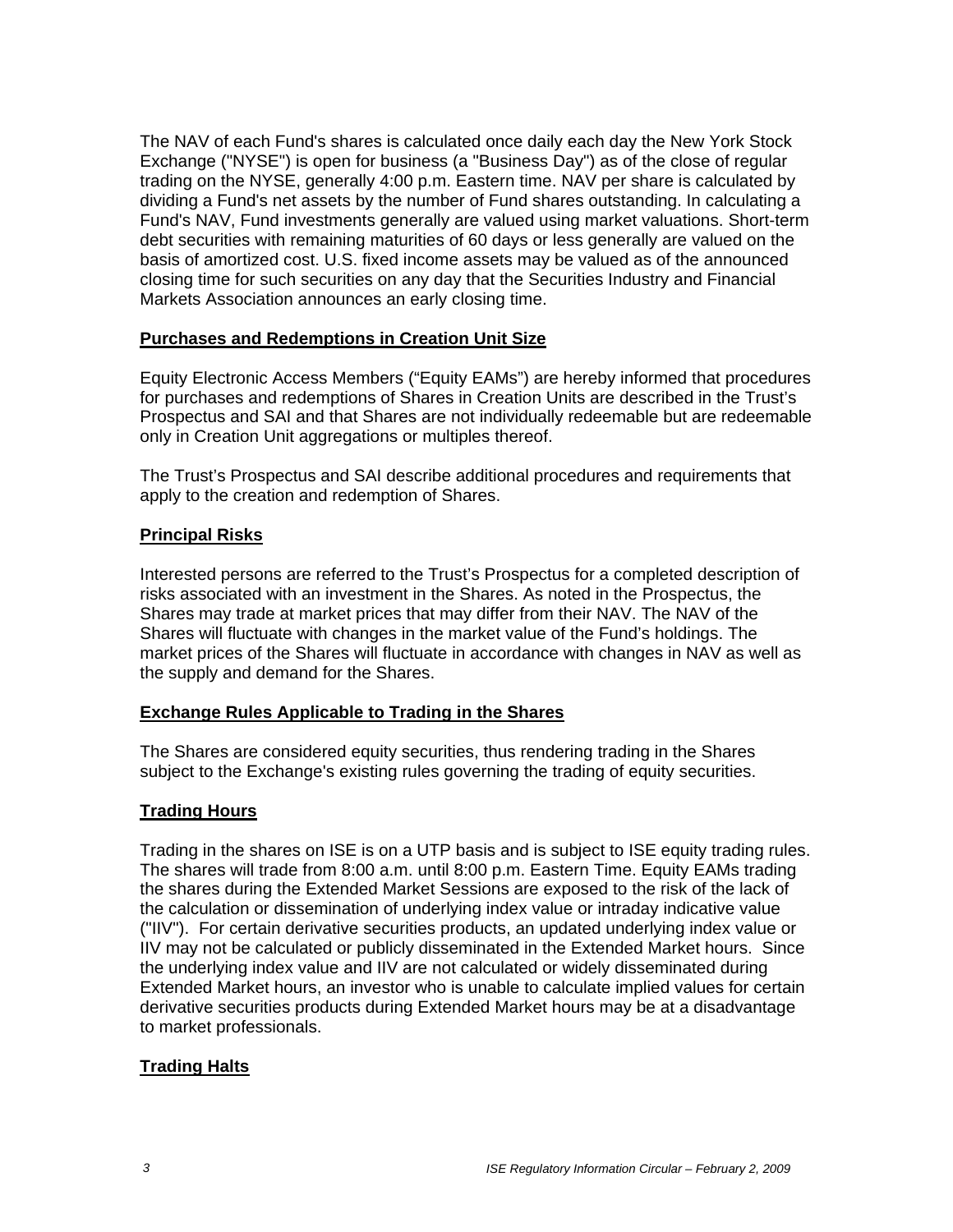The NAV of each Fund's shares is calculated once daily each day the New York Stock Exchange ("NYSE") is open for business (a "Business Day") as of the close of regular trading on the NYSE, generally 4:00 p.m. Eastern time. NAV per share is calculated by dividing a Fund's net assets by the number of Fund shares outstanding. In calculating a Fund's NAV, Fund investments generally are valued using market valuations. Short-term debt securities with remaining maturities of 60 days or less generally are valued on the basis of amortized cost. U.S. fixed income assets may be valued as of the announced closing time for such securities on any day that the Securities Industry and Financial Markets Association announces an early closing time.

## Purchases and Redemptions in Creation Unit Size

Equity Electronic Access Members ("Equity EAMs") are hereby informed that procedures for purchases and redemptions of Shares in Creation Units are described in the Trust's Prospectus and SAI and that Shares are not individually redeemable but are redeemable only in Creation Unit aggregations or multiples thereof.

The Trust's Prospectus and SAI describe additional procedures and requirements that apply to the creation and redemption of Shares.

## Principal Risks

Interested persons are referred to the Trust's Prospectus for a completed description of risks associated with an investment in the Shares. As noted in the Prospectus, the Shares may trade at market prices that may differ from their NAV. The NAV of the Shares will fluctuate with changes in the market value of the Fund's holdings. The market prices of the Shares will fluctuate in accordance with changes in NAV as well as the supply and demand for the Shares.

## Exchange Rules Applicable to Trading in the Shares

The Shares are considered equity securities, thus rendering trading in the Shares subject to the Exchange's existing rules governing the trading of equity securities.

## Trading Hours

Trading in the shares on ISE is on a UTP basis and is subject to ISE equity trading rules. The shares will trade from 8:00 a.m. until 8:00 p.m. Eastern Time. Equity EAMs trading the shares during the Extended Market Sessions are exposed to the risk of the lack of the calculation or dissemination of underlying index value or intraday indicative value ("IIV"). For certain derivative securities products, an updated underlying index value or IIV may not be calculated or publicly disseminated in the Extended Market hours. Since the underlying index value and IIV are not calculated or widely disseminated during Extended Market hours, an investor who is unable to calculate implied values for certain derivative securities products during Extended Market hours may be at a disadvantage to market professionals.

## Trading Halts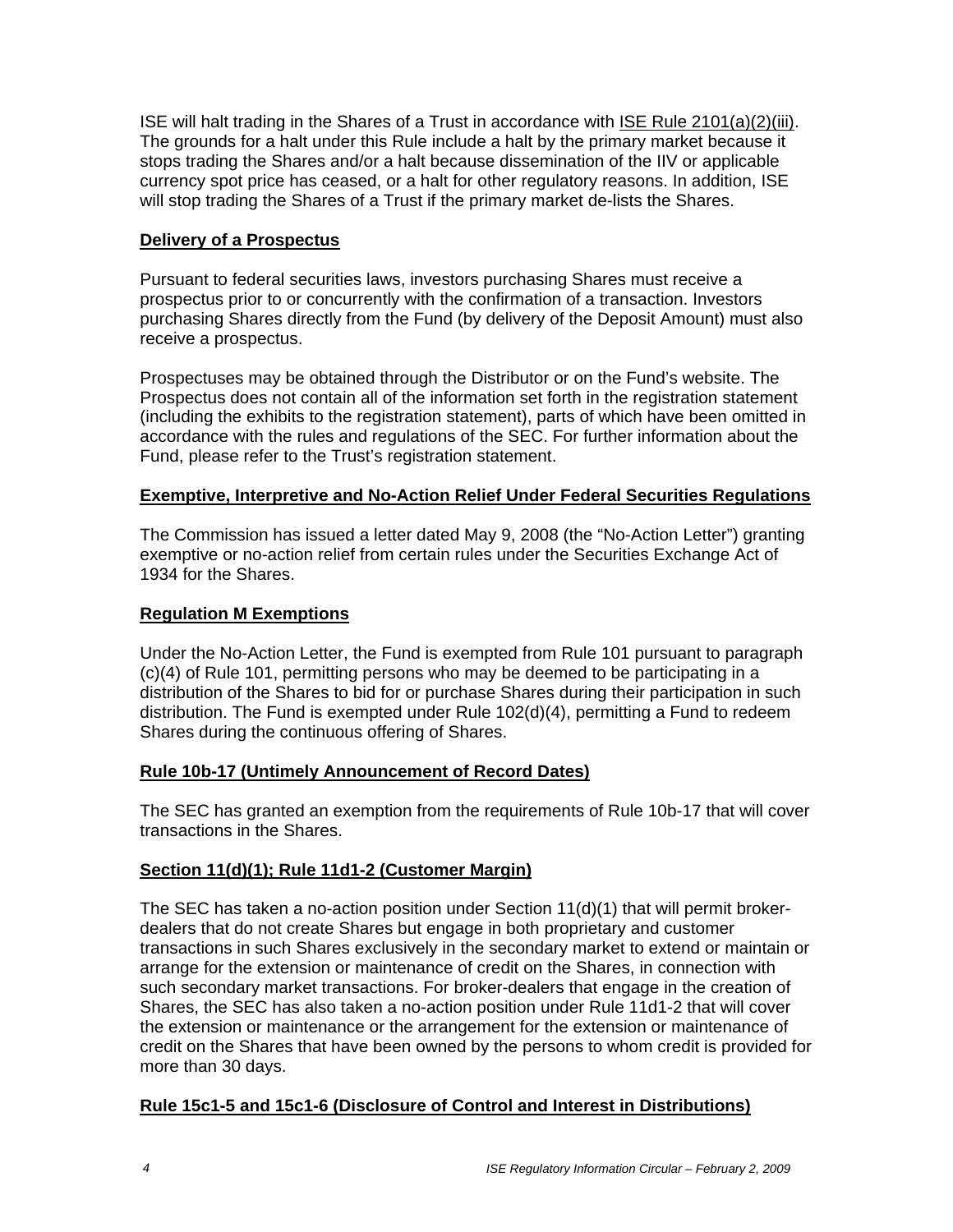ISE will halt trading in the Shares of a Trust in accordance with ISE Rule 2101(a)(2)(iii). The grounds for a halt under this Rule include a halt by the primary market because it stops trading the Shares and/or a halt because dissemination of the IIV or applicable currency spot price has ceased, or a halt for other regulatory reasons. In addition, ISE will stop trading the Shares of a Trust if the primary market de-lists the Shares.

## Delivery of a Prospectus

Pursuant to federal securities laws, investors purchasing Shares must receive a prospectus prior to or concurrently with the confirmation of a transaction. Investors purchasing Shares directly from the Fund (by delivery of the Deposit Amount) must also receive a prospectus.

Prospectuses may be obtained through the Distributor or on the Fund's website. The Prospectus does not contain all of the information set forth in the registration statement (including the exhibits to the registration statement), parts of which have been omitted in accordance with the rules and regulations of the SEC. For further information about the Fund, please refer to the Trust's registration statement.

## Exemptive, Interpretive and No-Action Relief Under Federal Securities Regulations

The Commission has issued a letter dated May 9, 2008 (the "No-Action Letter") granting exemptive or no-action relief from certain rules under the Securities Exchange Act of 1934 for the Shares.

## Regulation M Exemptions

Under the No-Action Letter, the Fund is exempted from Rule 101 pursuant to paragraph (c)(4) of Rule 101, permitting persons who may be deemed to be participating in a distribution of the Shares to bid for or purchase Shares during their participation in such distribution. The Fund is exempted under Rule 102(d)(4), permitting a Fund to redeem Shares during the continuous offering of Shares.

## Rule 10b-17 (Untimely Announcement of Record Dates)

The SEC has granted an exemption from the requirements of Rule 10b-17 that will cover transactions in the Shares.

## Section 11(d)(1); Rule 11d1-2 (Customer Margin)

The SEC has taken a no-action position under Section 11(d)(1) that will permit broker-dealers that do not create Shares but engage in both proprietary and customer transactions in such Shares exclusively in the secondary market to extend or maintain or arrange for the extension or maintenance of credit on the Shares, in connection with such secondary market transactions. For broker-dealers that engage in the creation of Shares, the SEC has also taken a no-action position under Rule 11d1-2 that will cover the extension or maintenance or the arrangement for the extension or maintenance of credit on the Shares that have been owned by the persons to whom credit is provided for more than 30 days.

## Rule 15c1-5 and 15c1-6 (Disclosure of Control and Interest in Distributions)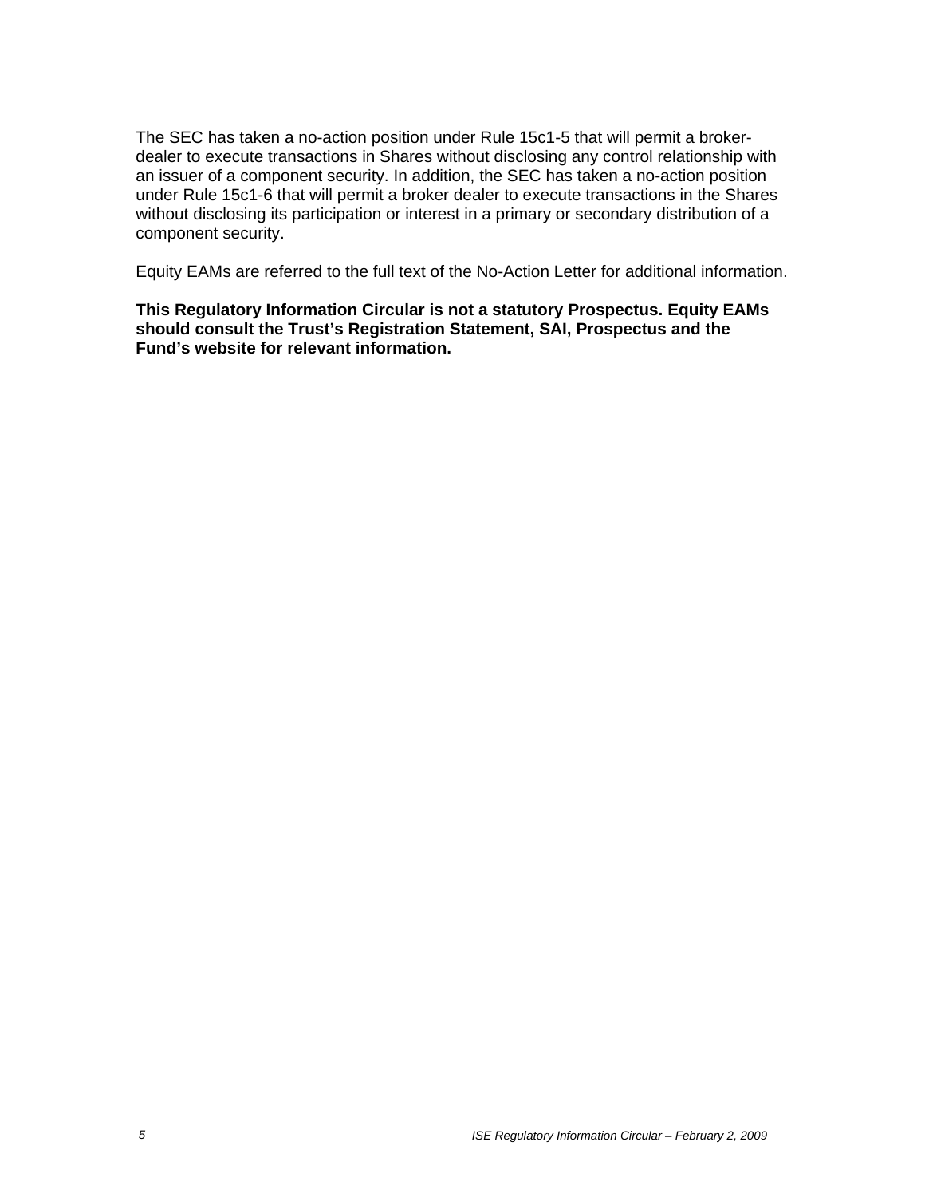The SEC has taken a no-action position under Rule 15c1-5 that will permit a broker-dealer to execute transactions in Shares without disclosing any control relationship with an issuer of a component security. In addition, the SEC has taken a no-action position under Rule 15c1-6 that will permit a broker dealer to execute transactions in the Shares without disclosing its participation or interest in a primary or secondary distribution of a component security.

Equity EAMs are referred to the full text of the No-Action Letter for additional information.

**This Regulatory Information Circular is not a statutory Prospectus. Equity EAMs should consult the Trust's Registration Statement, SAI, Prospectus and the Fund's website for relevant information.**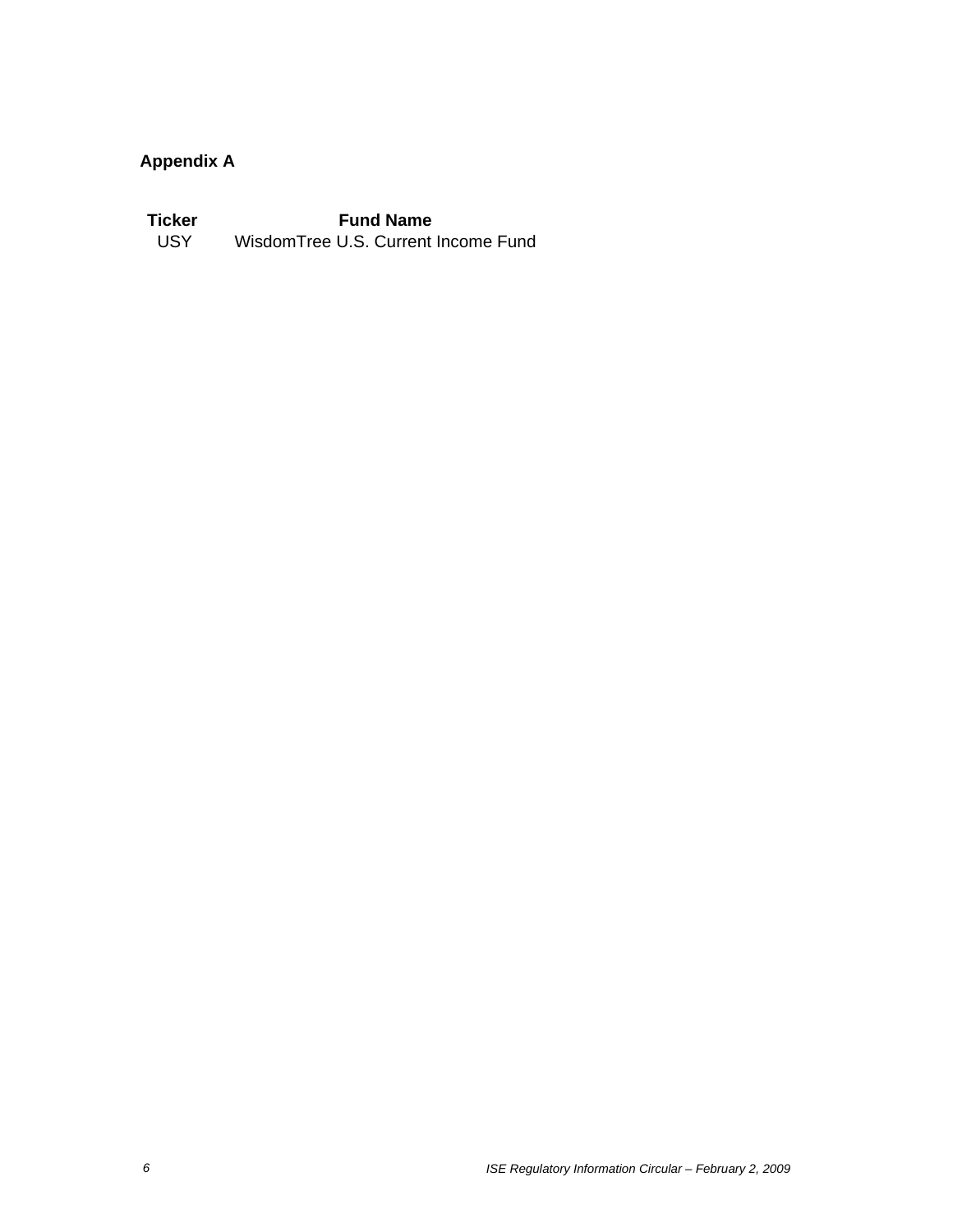**Appendix A**

| Ticker | Fund Name |
|---|---|
| USY | WisdomTree U.S. Current Income Fund |